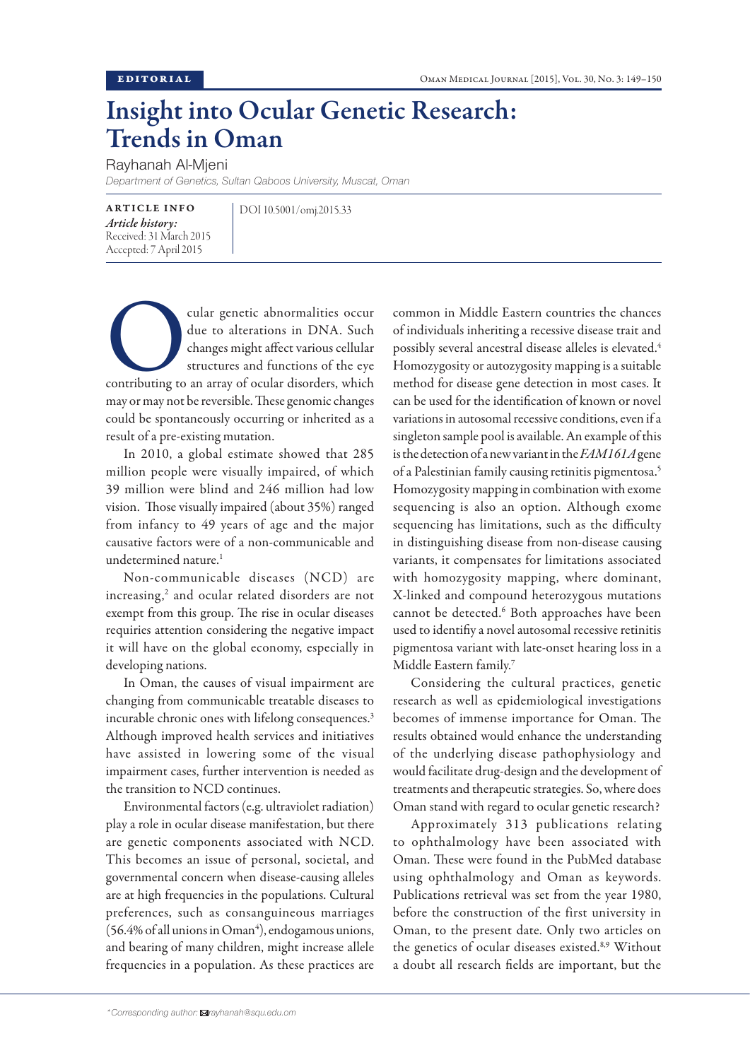EDITORIAL

# Insight into Ocular Genetic Research: Trends in Oman

Rayhanah Al-Mjeni

*Department of Genetics, Sultan Qaboos University, Muscat, Oman*

**ARTICLE INFO**

***Article history:***
Received: 31 March 2015
Accepted: 7 April 2015

DOI 10.5001/omj.2015.33

Ocular genetic abnormalities occur due to alterations in DNA. Such changes might affect various cellular structures and functions of the eye contributing to an array of ocular disorders, which may or may not be reversible. These genomic changes could be spontaneously occurring or inherited as a result of a pre-existing mutation.

In 2010, a global estimate showed that 285 million people were visually impaired, of which 39 million were blind and 246 million had low vision. Those visually impaired (about 35%) ranged from infancy to 49 years of age and the major causative factors were of a non-communicable and undetermined nature.[1]

Non-communicable diseases (NCD) are increasing,[2] and ocular related disorders are not exempt from this group. The rise in ocular diseases requiries attention considering the negative impact it will have on the global economy, especially in developing nations.

In Oman, the causes of visual impairment are changing from communicable treatable diseases to incurable chronic ones with lifelong consequences.[3] Although improved health services and initiatives have assisted in lowering some of the visual impairment cases, further intervention is needed as the transition to NCD continues.

Environmental factors (e.g. ultraviolet radiation) play a role in ocular disease manifestation, but there are genetic components associated with NCD. This becomes an issue of personal, societal, and governmental concern when disease-causing alleles are at high frequencies in the populations. Cultural preferences, such as consanguineous marriages (56.4% of all unions in Oman[4]), endogamous unions, and bearing of many children, might increase allele frequencies in a population. As these practices are common in Middle Eastern countries the chances of individuals inheriting a recessive disease trait and possibly several ancestral disease alleles is elevated.[4] Homozygosity or autozygosity mapping is a suitable method for disease gene detection in most cases. It can be used for the identification of known or novel variations in autosomal recessive conditions, even if a singleton sample pool is available. An example of this is the detection of a new variant in the *FAM161A* gene of a Palestinian family causing retinitis pigmentosa.[5] Homozygosity mapping in combination with exome sequencing is also an option. Although exome sequencing has limitations, such as the difficulty in distinguishing disease from non-disease causing variants, it compensates for limitations associated with homozygosity mapping, where dominant, X-linked and compound heterozygous mutations cannot be detected.[6] Both approaches have been used to identifiy a novel autosomal recessive retinitis pigmentosa variant with late-onset hearing loss in a Middle Eastern family.[7]

Considering the cultural practices, genetic research as well as epidemiological investigations becomes of immense importance for Oman. The results obtained would enhance the understanding of the underlying disease pathophysiology and would facilitate drug-design and the development of treatments and therapeutic strategies. So, where does Oman stand with regard to ocular genetic research?

Approximately 313 publications relating to ophthalmology have been associated with Oman. These were found in the PubMed database using ophthalmology and Oman as keywords. Publications retrieval was set from the year 1980, before the construction of the first university in Oman, to the present date. Only two articles on the genetics of ocular diseases existed.[8,9] Without a doubt all research fields are important, but the

*Corresponding author: rayhanah@squ.edu.om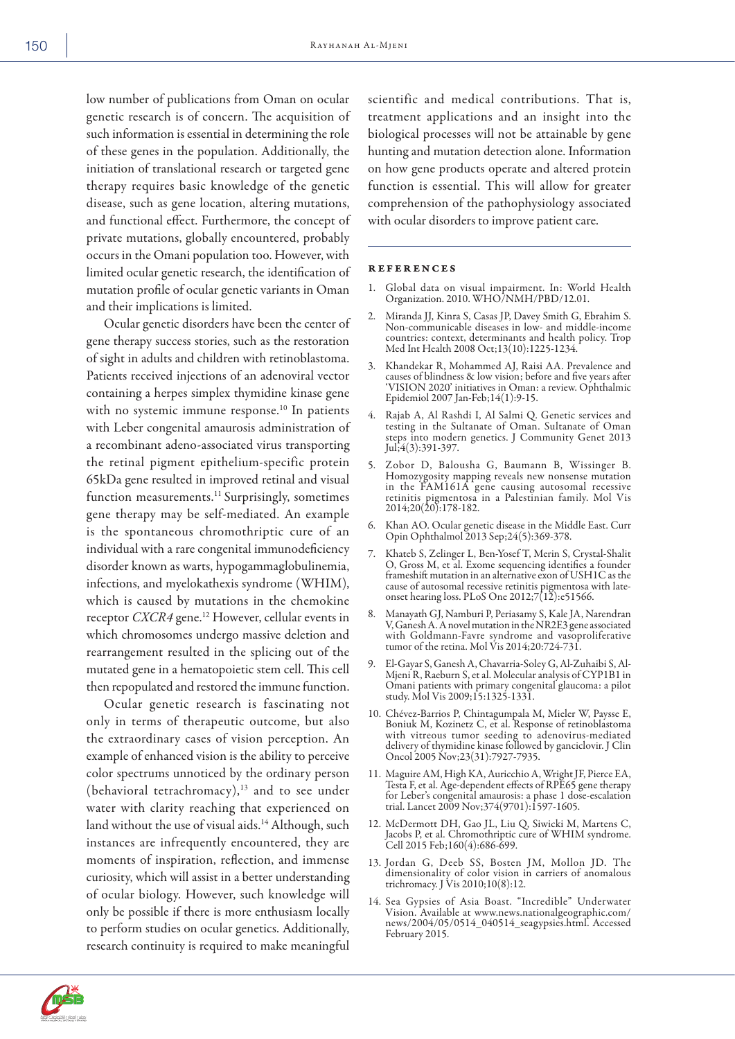low number of publications from Oman on ocular genetic research is of concern. The acquisition of such information is essential in determining the role of these genes in the population. Additionally, the initiation of translational research or targeted gene therapy requires basic knowledge of the genetic disease, such as gene location, altering mutations, and functional effect. Furthermore, the concept of private mutations, globally encountered, probably occurs in the Omani population too. However, with limited ocular genetic research, the identification of mutation profile of ocular genetic variants in Oman and their implications is limited.

Ocular genetic disorders have been the center of gene therapy success stories, such as the restoration of sight in adults and children with retinoblastoma. Patients received injections of an adenoviral vector containing a herpes simplex thymidine kinase gene with no systemic immune response.[10] In patients with Leber congenital amaurosis administration of a recombinant adeno-associated virus transporting the retinal pigment epithelium-specific protein 65kDa gene resulted in improved retinal and visual function measurements.[11] Surprisingly, sometimes gene therapy may be self-mediated. An example is the spontaneous chromothriptic cure of an individual with a rare congenital immunodeficiency disorder known as warts, hypogammaglobulinemia, infections, and myelokathexis syndrome (WHIM), which is caused by mutations in the chemokine receptor *CXCR4* gene.[12] However, cellular events in which chromosomes undergo massive deletion and rearrangement resulted in the splicing out of the mutated gene in a hematopoietic stem cell. This cell then repopulated and restored the immune function.

Ocular genetic research is fascinating not only in terms of therapeutic outcome, but also the extraordinary cases of vision perception. An example of enhanced vision is the ability to perceive color spectrums unnoticed by the ordinary person (behavioral tetrachromacy),[13] and to see under water with clarity reaching that experienced on land without the use of visual aids.[14] Although, such instances are infrequently encountered, they are moments of inspiration, reflection, and immense curiosity, which will assist in a better understanding of ocular biology. However, such knowledge will only be possible if there is more enthusiasm locally to perform studies on ocular genetics. Additionally, research continuity is required to make meaningful scientific and medical contributions. That is, treatment applications and an insight into the biological processes will not be attainable by gene hunting and mutation detection alone. Information on how gene products operate and altered protein function is essential. This will allow for greater comprehension of the pathophysiology associated with ocular disorders to improve patient care.

## References

1. Global data on visual impairment. In: World Health Organization. 2010. WHO/NMH/PBD/12.01.
2. Miranda JJ, Kinra S, Casas JP, Davey Smith G, Ebrahim S. Non-communicable diseases in low- and middle-income countries: context, determinants and health policy. Trop Med Int Health 2008 Oct;13(10):1225-1234.
3. Khandekar R, Mohammed AJ, Raisi AA. Prevalence and causes of blindness & low vision; before and five years after 'VISION 2020' initiatives in Oman: a review. Ophthalmic Epidemiol 2007 Jan-Feb;14(1):9-15.
4. Rajab A, Al Rashdi I, Al Salmi Q. Genetic services and testing in the Sultanate of Oman. Sultanate of Oman steps into modern genetics. J Community Genet 2013 Jul;4(3):391-397.
5. Zobor D, Balousha G, Baumann B, Wissinger B. Homozygosity mapping reveals new nonsense mutation in the FAM161A gene causing autosomal recessive retinitis pigmentosa in a Palestinian family. Mol Vis 2014;20(20):178-182.
6. Khan AO. Ocular genetic disease in the Middle East. Curr Opin Ophthalmol 2013 Sep;24(5):369-378.
7. Khateb S, Zelinger L, Ben-Yosef T, Merin S, Crystal-Shalit O, Gross M, et al. Exome sequencing identifies a founder frameshift mutation in an alternative exon of USH1C as the cause of autosomal recessive retinitis pigmentosa with late-onset hearing loss. PLoS One 2012;7(12):e51566.
8. Manayath GJ, Namburi P, Periasamy S, Kale JA, Narendran V, Ganesh A. A novel mutation in the NR2E3 gene associated with Goldmann-Favre syndrome and vasoproliferative tumor of the retina. Mol Vis 2014;20:724-731.
9. El-Gayar S, Ganesh A, Chavarria-Soley G, Al-Zuhaibi S, Al-Mjeni R, Raeburn S, et al. Molecular analysis of CYP1B1 in Omani patients with primary congenital glaucoma: a pilot study. Mol Vis 2009;15:1325-1331.
10. Chévez-Barrios P, Chintagumpala M, Mieler W, Paysse E, Boniuk M, Kozinetz C, et al. Response of retinoblastoma with vitreous tumor seeding to adenovirus-mediated delivery of thymidine kinase followed by ganciclovir. J Clin Oncol 2005 Nov;23(31):7927-7935.
11. Maguire AM, High KA, Auricchio A, Wright JF, Pierce EA, Testa F, et al. Age-dependent effects of RPE65 gene therapy for Leber's congenital amaurosis: a phase 1 dose-escalation trial. Lancet 2009 Nov;374(9701):1597-1605.
12. McDermott DH, Gao JL, Liu Q, Siwicki M, Martens C, Jacobs P, et al. Chromothriptic cure of WHIM syndrome. Cell 2015 Feb;160(4):686-699.
13. Jordan G, Deeb SS, Bosten JM, Mollon JD. The dimensionality of color vision in carriers of anomalous trichromacy. J Vis 2010;10(8):12.
14. Sea Gypsies of Asia Boast. "Incredible" Underwater Vision. Available at www.news.nationalgeographic.com/news/2004/05/0514_040514_seagypsies.html. Accessed February 2015.